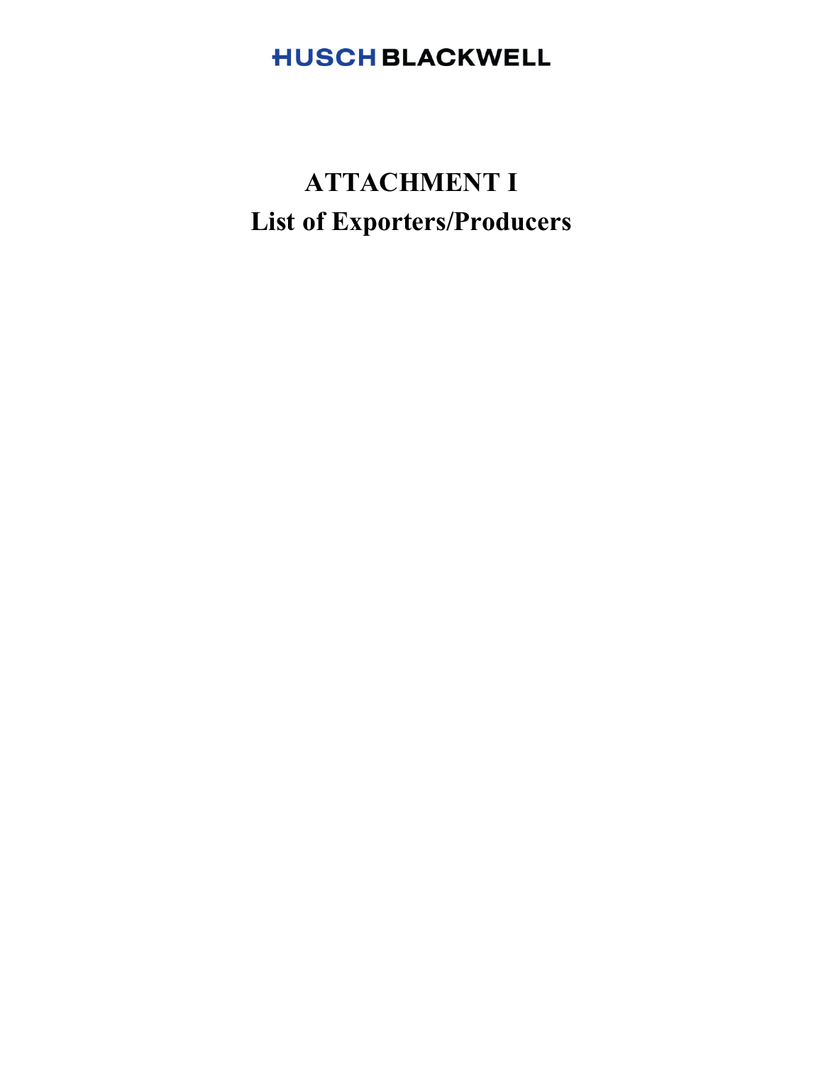HUSCH BLACKWELL

# ATTACHMENT I
# List of Exporters/Producers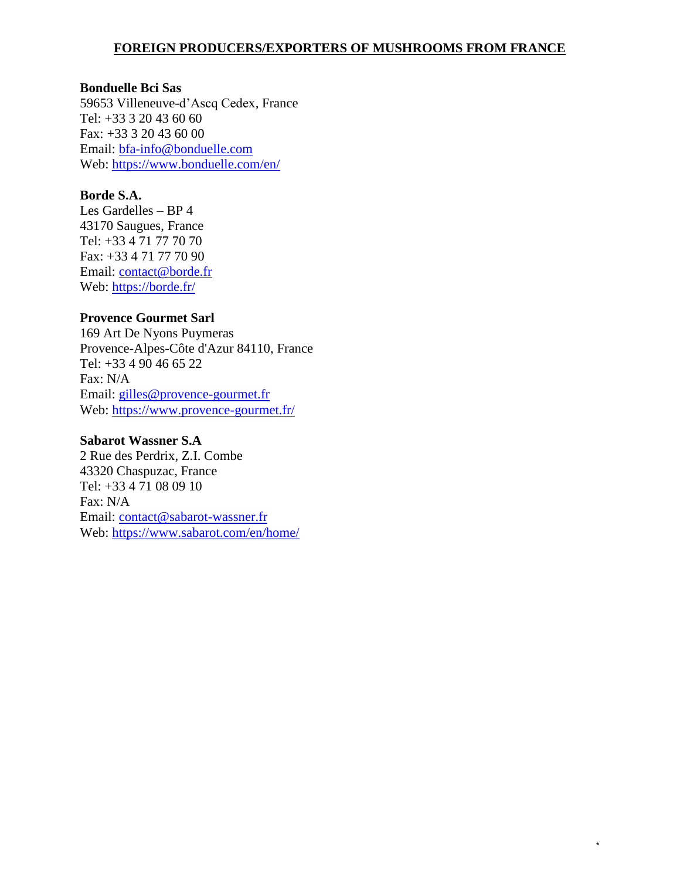## FOREIGN PRODUCERS/EXPORTERS OF MUSHROOMS FROM FRANCE

**Bonduelle Bci Sas**
59653 Villeneuve-d'Ascq Cedex, France
Tel: +33 3 20 43 60 60
Fax: +33 3 20 43 60 00
Email: bfa-info@bonduelle.com
Web: https://www.bonduelle.com/en/

**Borde S.A.**
Les Gardelles – BP 4
43170 Saugues, France
Tel: +33 4 71 77 70 70
Fax: +33 4 71 77 70 90
Email: contact@borde.fr
Web: https://borde.fr/

**Provence Gourmet Sarl**
169 Art De Nyons Puymeras
Provence-Alpes-Côte d'Azur 84110, France
Tel: +33 4 90 46 65 22
Fax: N/A
Email: gilles@provence-gourmet.fr
Web: https://www.provence-gourmet.fr/

**Sabarot Wassner S.A**
2 Rue des Perdrix, Z.I. Combe
43320 Chaspuzac, France
Tel: +33 4 71 08 09 10
Fax: N/A
Email: contact@sabarot-wassner.fr
Web: https://www.sabarot.com/en/home/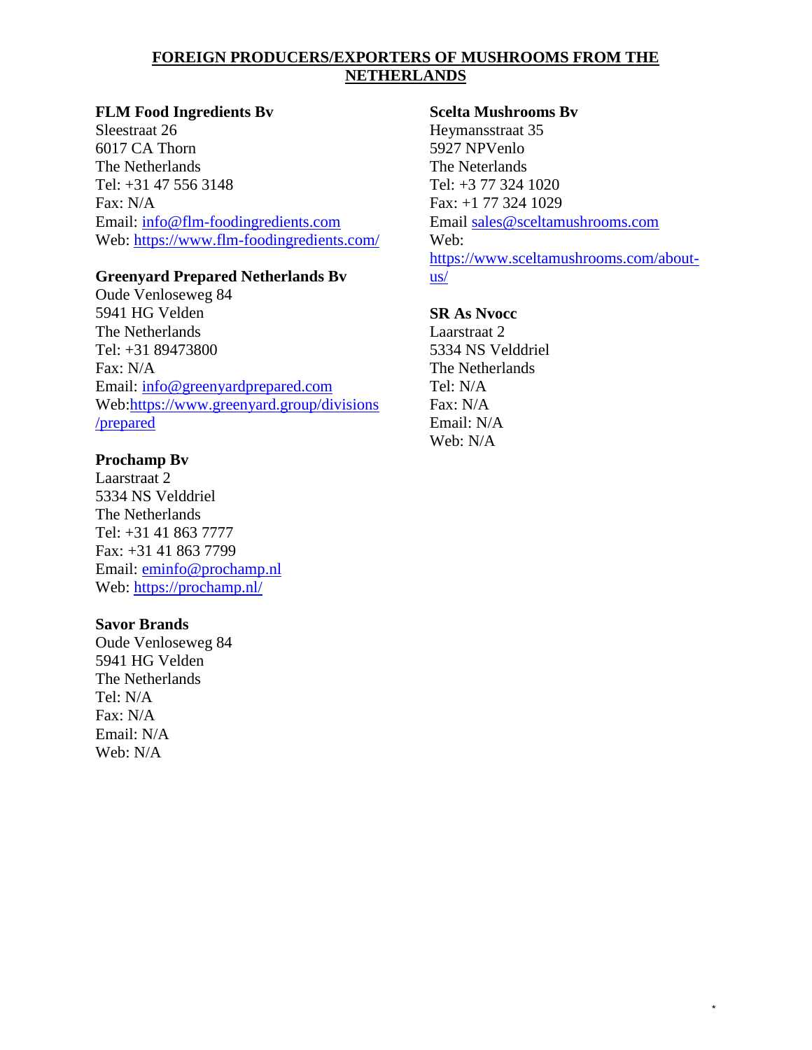# FOREIGN PRODUCERS/EXPORTERS OF MUSHROOMS FROM THE NETHERLANDS

**FLM Food Ingredients Bv**
Sleestraat 26
6017 CA Thorn
The Netherlands
Tel: +31 47 556 3148
Fax: N/A
Email: info@flm-foodingredients.com
Web: https://www.flm-foodingredients.com/

**Greenyard Prepared Netherlands Bv**
Oude Venloseweg 84
5941 HG Velden
The Netherlands
Tel: +31 89473800
Fax: N/A
Email: info@greenyardprepared.com
Web:https://www.greenyard.group/divisions/prepared

**Prochamp Bv**
Laarstraat 2
5334 NS Velddriel
The Netherlands
Tel: +31 41 863 7777
Fax: +31 41 863 7799
Email: eminfo@prochamp.nl
Web: https://prochamp.nl/

**Savor Brands**
Oude Venloseweg 84
5941 HG Velden
The Netherlands
Tel: N/A
Fax: N/A
Email: N/A
Web: N/A

**Scelta Mushrooms Bv**
Heymansstraat 35
5927 NPVenlo
The Neterlands
Tel: +3 77 324 1020
Fax: +1 77 324 1029
Email sales@sceltamushrooms.com
Web: https://www.sceltamushrooms.com/about-us/

**SR As Nvocc**
Laarstraat 2
5334 NS Velddriel
The Netherlands
Tel: N/A
Fax: N/A
Email: N/A
Web: N/A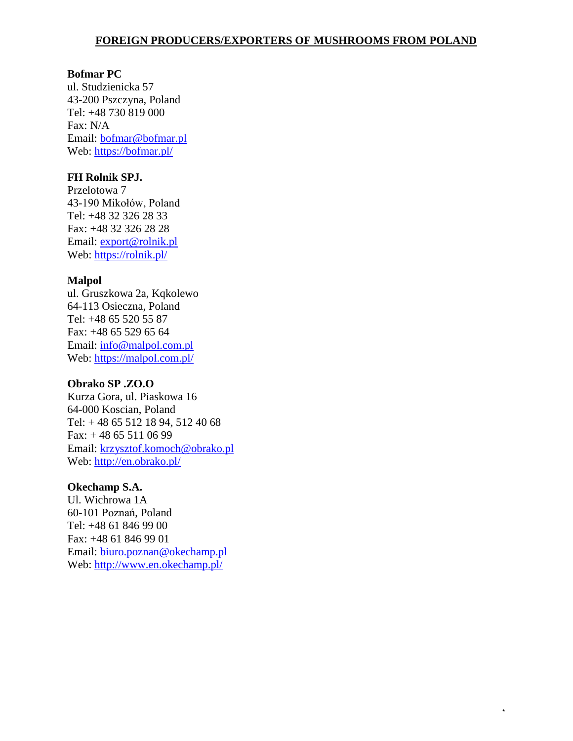## FOREIGN PRODUCERS/EXPORTERS OF MUSHROOMS FROM POLAND

**Bofmar PC**
ul. Studzienicka 57
43-200 Pszczyna, Poland
Tel: +48 730 819 000
Fax: N/A
Email: bofmar@bofmar.pl
Web: https://bofmar.pl/

**FH Rolnik SPJ.**
Przelotowa 7
43-190 Mikołów, Poland
Tel: +48 32 326 28 33
Fax: +48 32 326 28 28
Email: export@rolnik.pl
Web: https://rolnik.pl/

**Malpol**
ul. Gruszkowa 2a, Kqkolewo
64-113 Osieczna, Poland
Tel: +48 65 520 55 87
Fax: +48 65 529 65 64
Email: info@malpol.com.pl
Web: https://malpol.com.pl/

**Obrako SP .ZO.O**
Kurza Gora, ul. Piaskowa 16
64-000 Koscian, Poland
Tel: + 48 65 512 18 94, 512 40 68
Fax: + 48 65 511 06 99
Email: krzysztof.komoch@obrako.pl
Web: http://en.obrako.pl/

**Okechamp S.A.**
Ul. Wichrowa 1A
60-101 Poznań, Poland
Tel: +48 61 846 99 00
Fax: +48 61 846 99 01
Email: biuro.poznan@okechamp.pl
Web: http://www.en.okechamp.pl/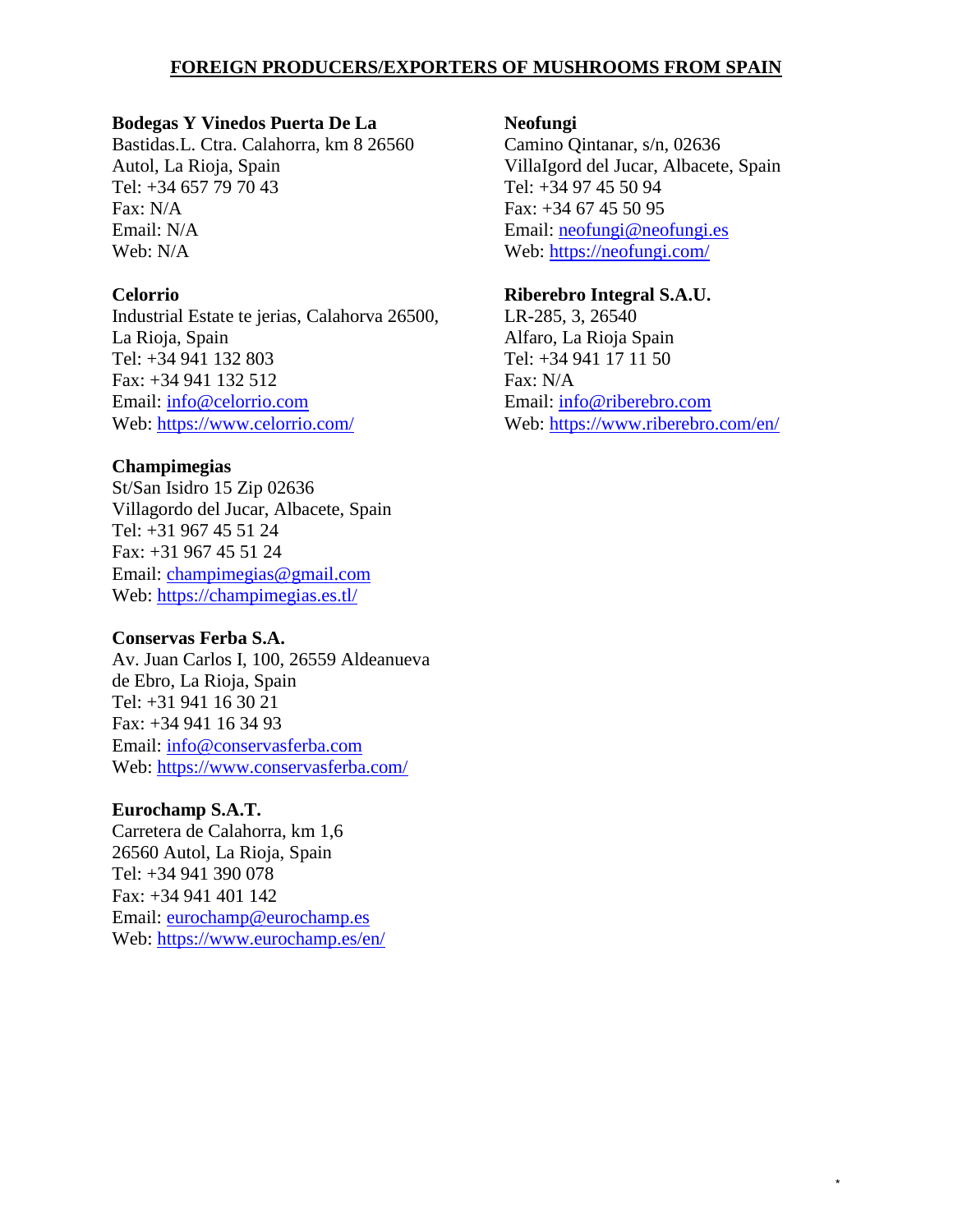## FOREIGN PRODUCERS/EXPORTERS OF MUSHROOMS FROM SPAIN

**Bodegas Y Vinedos Puerta De La**
Bastidas.L. Ctra. Calahorra, km 8 26560
Autol, La Rioja, Spain
Tel: +34 657 79 70 43
Fax: N/A
Email: N/A
Web: N/A

**Celorrio**
Industrial Estate te jerias, Calahorva 26500,
La Rioja, Spain
Tel: +34 941 132 803
Fax: +34 941 132 512
Email: info@celorrio.com
Web: https://www.celorrio.com/

**Champimegias**
St/San Isidro 15 Zip 02636
Villagordo del Jucar, Albacete, Spain
Tel: +31 967 45 51 24
Fax: +31 967 45 51 24
Email: champimegias@gmail.com
Web: https://champimegias.es.tl/

**Conservas Ferba S.A.**
Av. Juan Carlos I, 100, 26559 Aldeanueva
de Ebro, La Rioja, Spain
Tel: +31 941 16 30 21
Fax: +34 941 16 34 93
Email: info@conservasferba.com
Web: https://www.conservasferba.com/

**Eurochamp S.A.T.**
Carretera de Calahorra, km 1,6
26560 Autol, La Rioja, Spain
Tel: +34 941 390 078
Fax: +34 941 401 142
Email: eurochamp@eurochamp.es
Web: https://www.eurochamp.es/en/

**Neofungi**
Camino Qintanar, s/n, 02636
VillaIgord del Jucar, Albacete, Spain
Tel: +34 97 45 50 94
Fax: +34 67 45 50 95
Email: neofungi@neofungi.es
Web: https://neofungi.com/

**Riberebro Integral S.A.U.**
LR-285, 3, 26540
Alfaro, La Rioja Spain
Tel: +34 941 17 11 50
Fax: N/A
Email: info@riberebro.com
Web: https://www.riberebro.com/en/